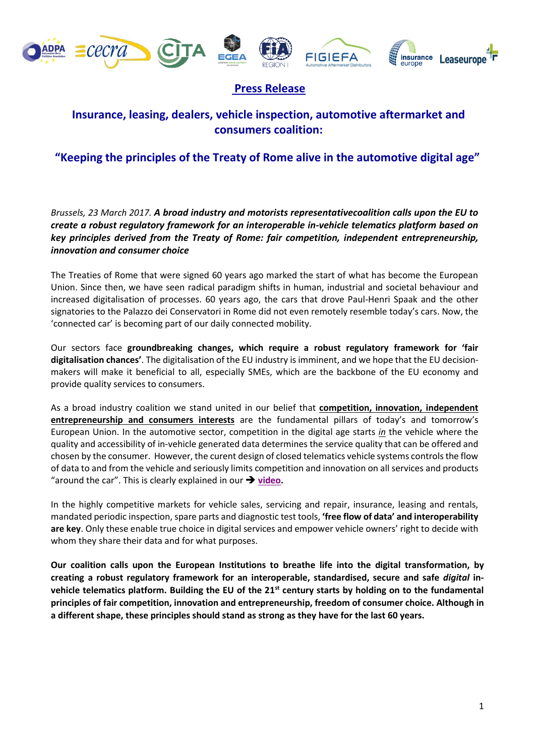**Press Release**

## Insurance, leasing, dealers, vehicle inspection, automotive aftermarket and consumers coalition:

## "Keeping the principles of the Treaty of Rome alive in the automotive digital age"

*Brussels, 23 March 2017.* ***A broad industry and motorists representativecoalition calls upon the EU to create a robust regulatory framework for an interoperable in-vehicle telematics platform based on key principles derived from the Treaty of Rome: fair competition, independent entrepreneurship, innovation and consumer choice***

The Treaties of Rome that were signed 60 years ago marked the start of what has become the European Union. Since then, we have seen radical paradigm shifts in human, industrial and societal behaviour and increased digitalisation of processes. 60 years ago, the cars that drove Paul-Henri Spaak and the other signatories to the Palazzo dei Conservatori in Rome did not even remotely resemble today's cars. Now, the 'connected car' is becoming part of our daily connected mobility.

Our sectors face **groundbreaking changes, which require a robust regulatory framework for 'fair digitalisation chances'**. The digitalisation of the EU industry is imminent, and we hope that the EU decision-makers will make it beneficial to all, especially SMEs, which are the backbone of the EU economy and provide quality services to consumers.

As a broad industry coalition we stand united in our belief that **competition, innovation, independent entrepreneurship and consumers interests** are the fundamental pillars of today's and tomorrow's European Union. In the automotive sector, competition in the digital age starts *in* the vehicle where the quality and accessibility of in-vehicle generated data determines the service quality that can be offered and chosen by the consumer. However, the curent design of closed telematics vehicle systems controls the flow of data to and from the vehicle and seriously limits competition and innovation on all services and products "around the car". This is clearly explained in our ➔ **video**.

In the highly competitive markets for vehicle sales, servicing and repair, insurance, leasing and rentals, mandated periodic inspection, spare parts and diagnostic test tools, **'free flow of data' and interoperability are key**. Only these enable true choice in digital services and empower vehicle owners' right to decide with whom they share their data and for what purposes.

**Our coalition calls upon the European Institutions to breathe life into the digital transformation, by creating a robust regulatory framework for an interoperable, standardised, secure and safe *digital* in-vehicle telematics platform. Building the EU of the 21st century starts by holding on to the fundamental principles of fair competition, innovation and entrepreneurship, freedom of consumer choice. Although in a different shape, these principles should stand as strong as they have for the last 60 years.**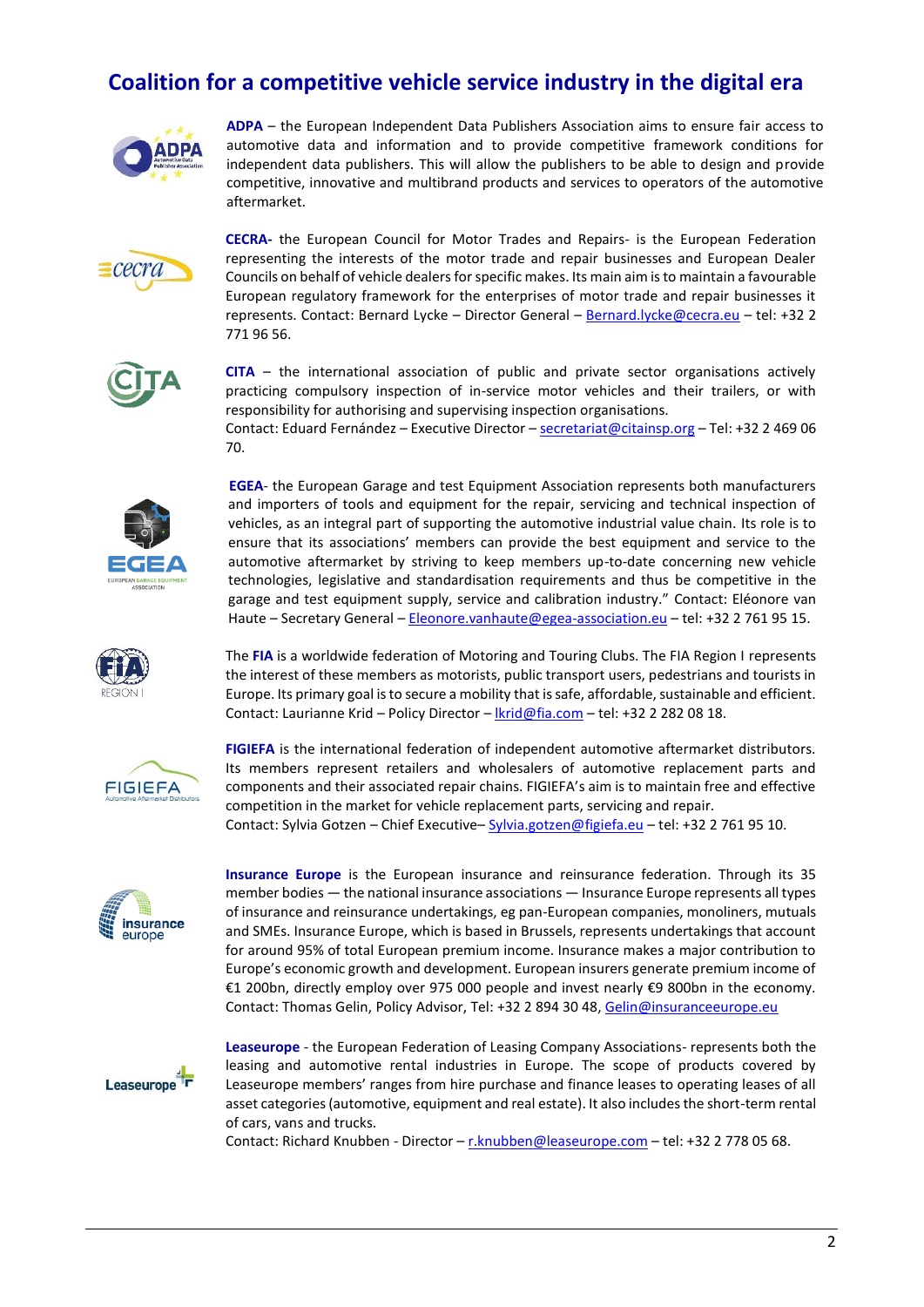## Coalition for a competitive vehicle service industry in the digital era

**ADPA** – the European Independent Data Publishers Association aims to ensure fair access to automotive data and information and to provide competitive framework conditions for independent data publishers. This will allow the publishers to be able to design and provide competitive, innovative and multibrand products and services to operators of the automotive aftermarket.

**CECRA**- the European Council for Motor Trades and Repairs- is the European Federation representing the interests of the motor trade and repair businesses and European Dealer Councils on behalf of vehicle dealers for specific makes. Its main aim is to maintain a favourable European regulatory framework for the enterprises of motor trade and repair businesses it represents. Contact: Bernard Lycke – Director General – Bernard.lycke@cecra.eu – tel: +32 2 771 96 56.

**CITA** – the international association of public and private sector organisations actively practicing compulsory inspection of in-service motor vehicles and their trailers, or with responsibility for authorising and supervising inspection organisations.
Contact: Eduard Fernández – Executive Director – secretariat@citainsp.org – Tel: +32 2 469 06 70.

**EGEA**- the European Garage and test Equipment Association represents both manufacturers and importers of tools and equipment for the repair, servicing and technical inspection of vehicles, as an integral part of supporting the automotive industrial value chain. Its role is to ensure that its associations' members can provide the best equipment and service to the automotive aftermarket by striving to keep members up-to-date concerning new vehicle technologies, legislative and standardisation requirements and thus be competitive in the garage and test equipment supply, service and calibration industry." Contact: Eléonore van Haute – Secretary General – Eleonore.vanhaute@egea-association.eu – tel: +32 2 761 95 15.

The **FIA** is a worldwide federation of Motoring and Touring Clubs. The FIA Region I represents the interest of these members as motorists, public transport users, pedestrians and tourists in Europe. Its primary goal is to secure a mobility that is safe, affordable, sustainable and efficient. Contact: Laurianne Krid – Policy Director – lkrid@fia.com – tel: +32 2 282 08 18.

**FIGIEFA** is the international federation of independent automotive aftermarket distributors. Its members represent retailers and wholesalers of automotive replacement parts and components and their associated repair chains. FIGIEFA's aim is to maintain free and effective competition in the market for vehicle replacement parts, servicing and repair.
Contact: Sylvia Gotzen – Chief Executive– Sylvia.gotzen@figiefa.eu – tel: +32 2 761 95 10.

**Insurance Europe** is the European insurance and reinsurance federation. Through its 35 member bodies — the national insurance associations — Insurance Europe represents all types of insurance and reinsurance undertakings, eg pan-European companies, monoliners, mutuals and SMEs. Insurance Europe, which is based in Brussels, represents undertakings that account for around 95% of total European premium income. Insurance makes a major contribution to Europe's economic growth and development. European insurers generate premium income of €1 200bn, directly employ over 975 000 people and invest nearly €9 800bn in the economy. Contact: Thomas Gelin, Policy Advisor, Tel: +32 2 894 30 48, Gelin@insuranceeurope.eu

**Leaseurope** - the European Federation of Leasing Company Associations- represents both the leasing and automotive rental industries in Europe. The scope of products covered by Leaseurope members' ranges from hire purchase and finance leases to operating leases of all asset categories (automotive, equipment and real estate). It also includes the short-term rental of cars, vans and trucks.
Contact: Richard Knubben - Director – r.knubben@leaseurope.com – tel: +32 2 778 05 68.